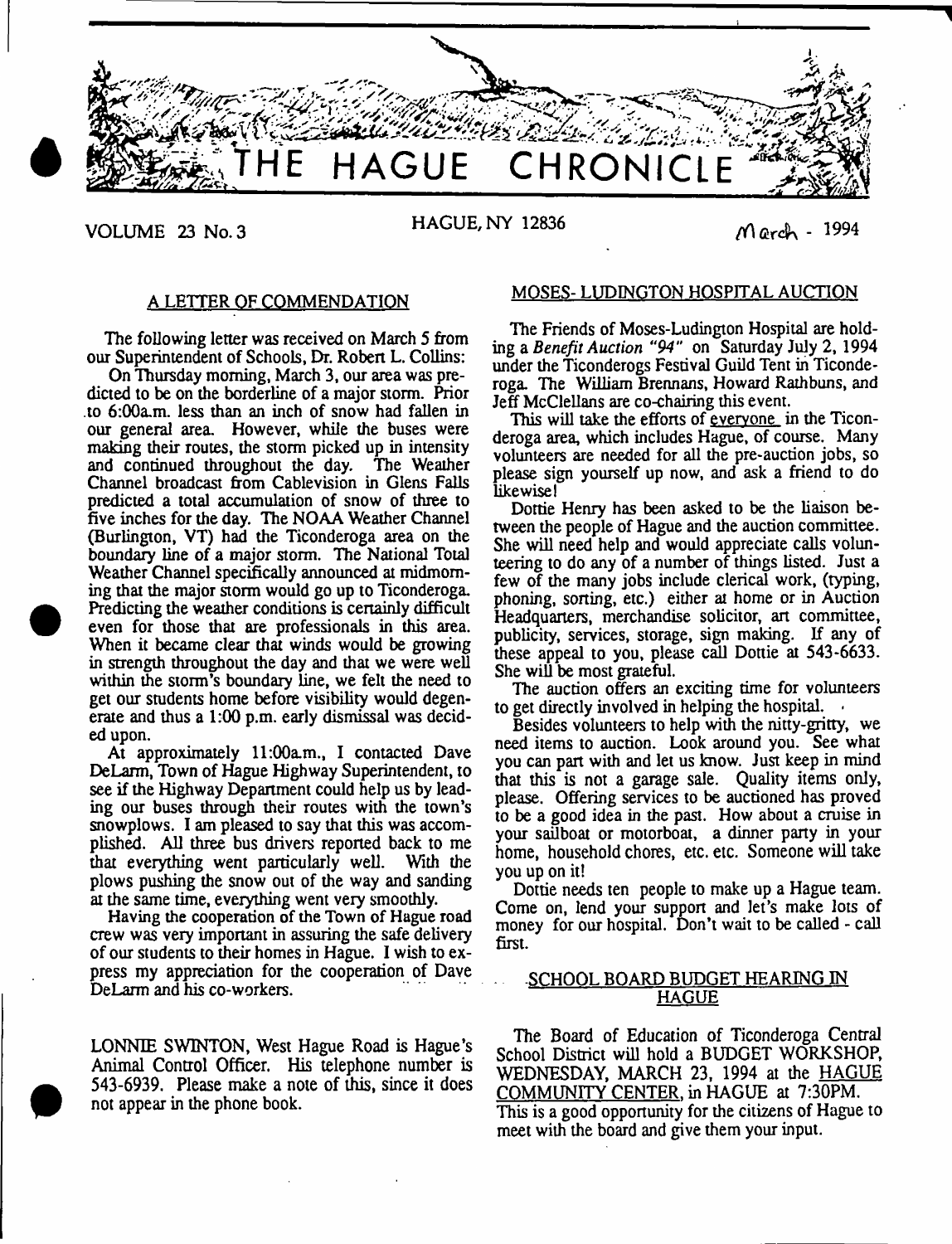# THE HAGUE CHRONICLE

VOLUME 23 No. 3 HAGUE, NY 12836 March - 1994

## A LETTER OF COMMENDATION

The following letter was received on March 5 from our Superintendent of Schools, Dr. Robert L. Collins:

On Thursday morning, March 3, our area was predicted to be on the borderline of a major storm. Prior to 6:00a.m. less than an inch of snow had fallen in our general area. However, while the buses were making their routes, the storm picked up in intensity and continued throughout the day. The Weather Channel broadcast from Cablevision in Glens Falls predicted a total accumulation of snow of three to five inches for the day. The NOAA Weather Channel (Burlington, VT) had the Ticonderoga area on the boundary line of a major storm. The National Total Weather Channel specifically announced at midmorning that the major storm would go up to Ticonderoga. Predicting the weather conditions is certainly difficult even for those that are professionals in this area. When it became clear that winds would be growing in strength throughout the day and that we were well within the storm's boundary line, we felt the need to get our students home before visibility would degenerate and thus a 1:00 p.m. early dismissal was decided upon.

At approximately 11:00a.m., I contacted Dave DeLarm, Town of Hague Highway Superintendent, to see if the Highway Department could help us by leading our buses through their routes with the town's snowplows. I am pleased to say that this was accomplished. All three bus drivers reported back to me that everything went particularly well. With the plows pushing the snow out of the way and sanding at the same time, everything went very smoothly.

Having the cooperation of the Town of Hague road crew was very important in assuring the safe delivery of our students to their homes in Hague. I wish to express my appreciation for the cooperation of Dave DeLarm and his co-workers.

LONNIE SWINTON, West Hague Road is Hague's Animal Control Officer. His telephone number is 543-6939. Please make a note of this, since it does not appear in the phone book.

## MOSES- LUDINGTON HOSPITAL AUCTION

The Friends of Moses-Ludington Hospital are holding a *Benefit Auction "94"* on Saturday July 2, 1994 under the Ticonderogs Festival Guild Tent in Ticonderoga. The William Brennans, Howard Rathbuns, and Jeff McClellans are co-chairing this event.

This will take the efforts of everyone in the Ticonderoga area, which includes Hague, of course. Many volunteers are needed for all the pre-auction jobs, so please sign yourself up now, and ask a friend to do likewise!

Dottie Henry has been asked to be the liaison between the people of Hague and the auction committee. She will need help and would appreciate calls volunteering to do any of a number of things listed. Just a few of the many jobs include clerical work, (typing, phoning, sorting, etc.) either at home or in Auction Headquarters, merchandise solicitor, art committee, publicity, services, storage, sign making. If any of these appeal to you, please call Dottie at 543-6633. She will be most grateful.

The auction offers an exciting time for volunteers to get directly involved in helping the hospital.

Besides volunteers to help with the nitty-gritty, we need items to auction. Look around you. See what you can part with and let us know. Just keep in mind that this is not a garage sale. Quality items only, please. Offering services to be auctioned has proved to be a good idea in the past. How about a cruise in your sailboat or motorboat, a dinner party in your home, household chores, etc. etc. Someone will take you up on it!

Dottie needs ten people to make up a Hague team. Come on, lend your support and let's make lots of money for our hospital. Don't wait to be called - call first.

## SCHOOL BOARD BUDGET HEARING IN HAGUE

The Board of Education of Ticonderoga Central School District will hold a BUDGET WORKSHOP, WEDNESDAY, MARCH 23, 1994 at the HAGUE COMMUNITY CENTER, in HAGUE at 7:30PM. This is a good opportunity for the citizens of Hague to meet with the board and give them your input.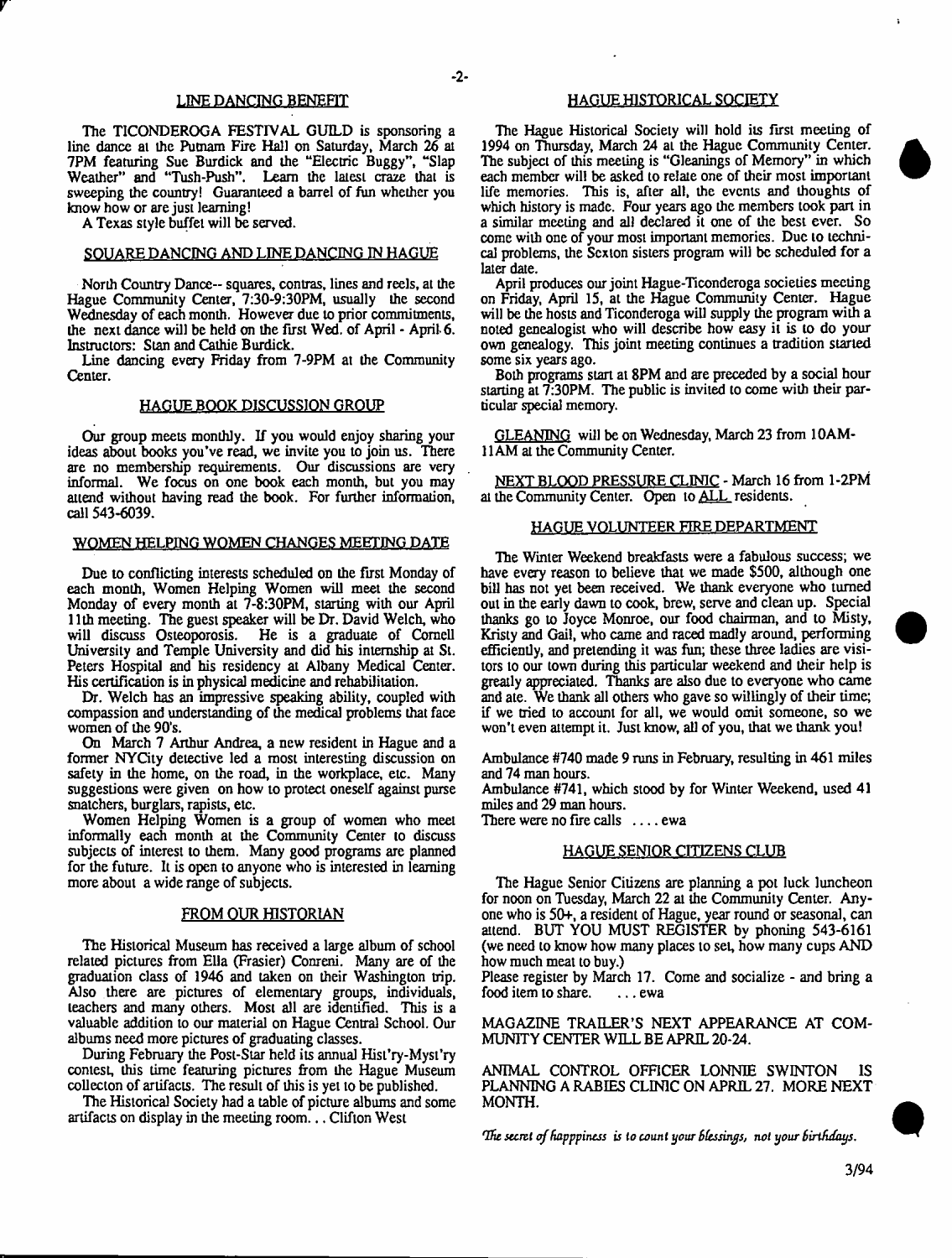## LINE DANCING BENEFIT

The TICONDEROGA FESTIVAL GUILD is sponsoring a line dance at the Putnam Fire Hall on Saturday, March 26 at 7PM featuring Sue Burdick and the "Electric Buggy", "Slap Weather" and "Tush-Push". Learn the latest craze that is sweeping the country! Guaranteed a barrel of fun whether you know how or are just learning!

A Texas style buffet will be served.

## SQUARE DANCING AND LINE DANCING IN HAGUE

North Country Dance-- squares, contras, lines and reels, at the Hague Community Center, 7:30-9:30PM, usually the second Wednesday of each month. However due to prior commitments, the next dance will be held on the first Wed. of April - April 6. Instructors: Stan and Cathie Burdick.

Line dancing every Friday from 7-9PM at the Community Center.

## HAGUE BOOK DISCUSSION GROUP

Our group meets monthly. If you would enjoy sharing your ideas about books you've read, we invite you to join us. There are no membership requirements. Our discussions are very informal. We focus on one book each month, but you may attend without having read the book. For further information, call 543-6039.

## WOMEN HELPING WOMEN CHANGES MEETING DATE

Due to conflicting interests scheduled on the first Monday of each month, Women Helping Women will meet the second Monday of every month at 7-8:30PM, starting with our April 11th meeting. The guest speaker will be Dr. David Welch, who will discuss Osteoporosis. He is a graduate of Cornell University and Temple University and did his internship at St. Peters Hospital and his residency at Albany Medical Center. His certification is in physical medicine and rehabilitation.

Dr. Welch has an impressive speaking ability, coupled with compassion and understanding of the medical problems that face women of the 90's.

On March 7 Arthur Andrea, a new resident in Hague and a former NYCity detective led a most interesting discussion on safety in the home, on the road, in the workplace, etc. Many suggestions were given on how to protect oneself against purse snatchers, burglars, rapists, etc.

Women Helping Women is a group of women who meet informally each month at the Community Center to discuss subjects of interest to them. Many good programs are planned for the future. It is open to anyone who is interested in learning more about a wide range of subjects.

## FROM OUR HISTORIAN

The Historical Museum has received a large album of school related pictures from Ella (Frasier) Conreni. Many are of the graduation class of 1946 and taken on their Washington trip. Also there are pictures of elementary groups, individuals, teachers and many others. Most all are identified. This is a valuable addition to our material on Hague Central School. Our albums need more pictures of graduating classes.

During February the Post-Star held its annual Hist'ry-Myst'ry contest, this time featuring pictures from the Hague Museum collecton of artifacts. The result of this is yet to be published.

The Historical Society had a table of picture albums and some artifacts on display in the meeting room... Clifton West

## HAGUE HISTORICAL SOCIETY

The Hague Historical Society will hold its first meeting of 1994 on Thursday, March 24 at the Hague Community Center. The subject of this meeting is "Gleanings of Memory" in which each member will be asked to relate one of their most important life memories. This is, after all, the events and thoughts of which history is made. Four years ago the members took part in a similar meeting and all declared it one of the best ever. So come with one of your most important memories. Due to technical problems, the Sexton sisters program will be scheduled for a later date.

April produces our joint Hague-Ticonderoga societies meeting on Friday, April 15, at the Hague Community Center. Hague will be the hosts and Ticonderoga will supply the program with a noted genealogist who will describe how easy it is to do your own genealogy. This joint meeting continues a tradition started some six years ago.

Both programs start at 8PM and are preceded by a social hour starting at 7:30PM. The public is invited to come with their particular special memory.

GLEANING will be on Wednesday, March 23 from 10AM-11AM at the Community Center.

NEXT BLOOD PRESSURE CLINIC - March 16 from 1-2PM at the Community Center. Open to ALL residents.

## HAGUE VOLUNTEER FIRE DEPARTMENT

The Winter Weekend breakfasts were a fabulous success; we have every reason to believe that we made $500, although one bill has not yet been received. We thank everyone who turned out in the early dawn to cook, brew, serve and clean up. Special thanks go to Joyce Monroe, our food chairman, and to Misty, Kristy and Gail, who came and raced madly around, performing efficiently, and pretending it was fun; these three ladies are visitors to our town during this particular weekend and their help is greatly appreciated. Thanks are also due to everyone who came and ate. We thank all others who gave so willingly of their time; if we tried to account for all, we would omit someone, so we won't even attempt it. Just know, all of you, that we thank you!

Ambulance #740 made 9 runs in February, resulting in 461 miles and 74 man hours.

Ambulance #741, which stood by for Winter Weekend, used 41 miles and 29 man hours.

There were no fire calls .... ewa

## HAGUE SENIOR CITIZENS CLUB

The Hague Senior Citizens are planning a pot luck luncheon for noon on Tuesday, March 22 at the Community Center. Anyone who is 50+, a resident of Hague, year round or seasonal, can attend. BUT YOU MUST REGISTER by phoning 543-6161 (we need to know how many places to set, how many cups AND how much meat to buy.)

Please register by March 17. Come and socialize - and bring a food item to share. ... ewa

MAGAZINE TRAILER'S NEXT APPEARANCE AT COMMUNITY CENTER WILL BE APRIL 20-24.

ANIMAL CONTROL OFFICER LONNIE SWINTON IS PLANNING A RABIES CLINIC ON APRIL 27. MORE NEXT MONTH.

*The secret of happpiness is to count your blessings, not your birthdays.*

3/94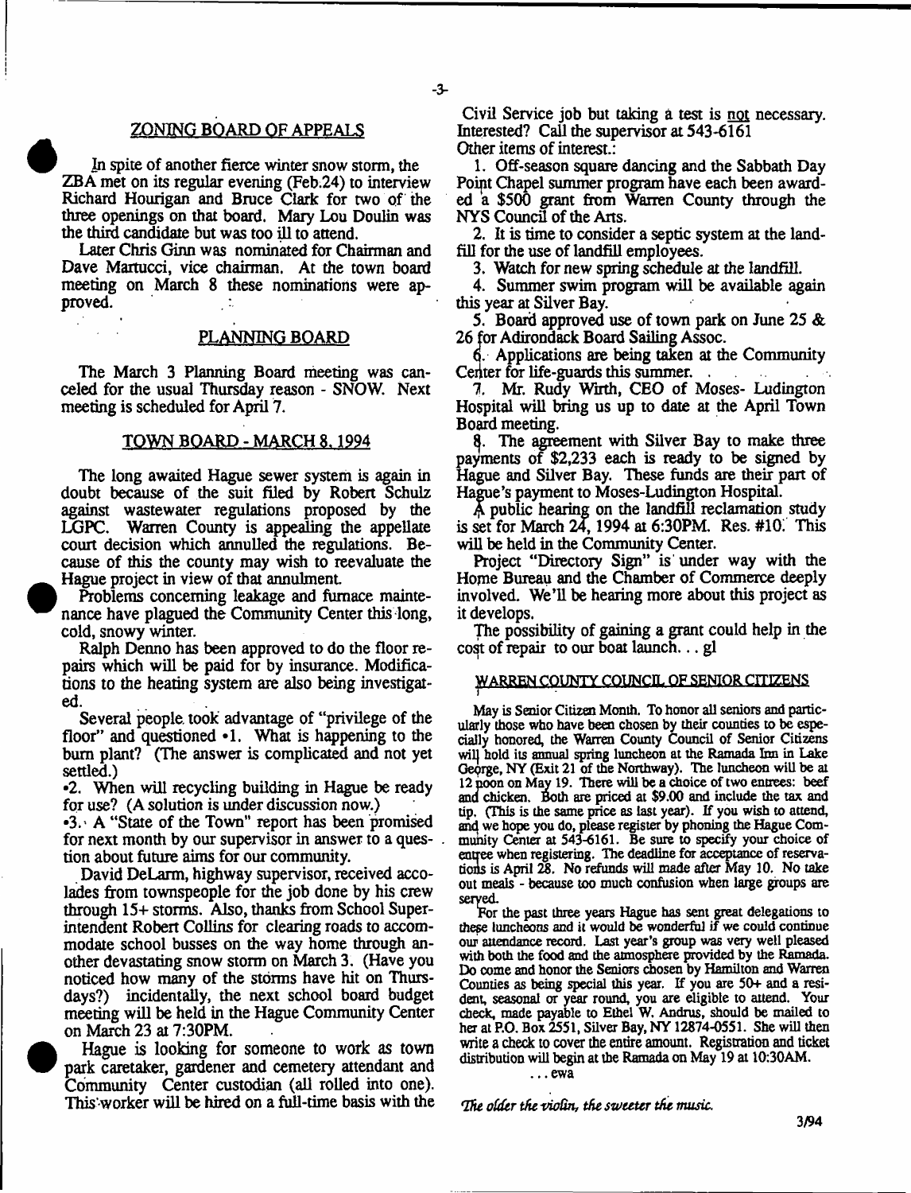## ZONING BOARD OF APPEALS

In spite of another fierce winter snow storm, the ZBA met on its regular evening (Feb.24) to interview Richard Hourigan and Bruce Clark for two of the three openings on that board. Mary Lou Doulin was the third candidate but was too ill to attend.

Later Chris Ginn was nominated for Chairman and Dave Martucci, vice chairman. At the town board meeting on March 8 these nominations were approved.

## PLANNING BOARD

The March 3 Planning Board meeting was canceled for the usual Thursday reason - SNOW. Next meeting is scheduled for April 7.

## TOWN BOARD - MARCH 8, 1994

The long awaited Hague sewer system is again in doubt because of the suit filed by Robert Schulz against wastewater regulations proposed by the LGPC. Warren County is appealing the appellate court decision which annulled the regulations. Because of this the county may wish to reevaluate the Hague project in view of that annulment.

Problems concerning leakage and furnace maintenance have plagued the Community Center this long, cold, snowy winter.

Ralph Denno has been approved to do the floor repairs which will be paid for by insurance. Modifications to the heating system are also being investigated.

Several people took advantage of "privilege of the floor" and questioned •1. What is happening to the burn plant? (The answer is complicated and not yet settled.)

•2. When will recycling building in Hague be ready for use? (A solution is under discussion now.)

•3. A "State of the Town" report has been promised for next month by our supervisor in answer to a question about future aims for our community.

David DeLarm, highway supervisor, received accolades from townspeople for the job done by his crew through 15+ storms. Also, thanks from School Superintendent Robert Collins for clearing roads to accommodate school busses on the way home through another devastating snow storm on March 3. (Have you noticed how many of the storms have hit on Thursdays?) incidentally, the next school board budget meeting will be held in the Hague Community Center on March 23 at 7:30PM.

Hague is looking for someone to work as town park caretaker, gardener and cemetery attendant and Community Center custodian (all rolled into one). This worker will be hired on a full-time basis with the Civil Service job but taking a test is not necessary. Interested? Call the supervisor at 543-6161

Other items of interest.:

1. Off-season square dancing and the Sabbath Day Point Chapel summer program have each been awarded a $500 grant from Warren County through the NYS Council of the Arts.
2. It is time to consider a septic system at the landfill for the use of landfill employees.
3. Watch for new spring schedule at the landfill.
4. Summer swim program will be available again this year at Silver Bay.
5. Board approved use of town park on June 25 & 26 for Adirondack Board Sailing Assoc.
6. Applications are being taken at the Community Center for life-guards this summer.
7. Mr. Rudy Wirth, CEO of Moses- Ludington Hospital will bring us up to date at the April Town Board meeting.
8. The agreement with Silver Bay to make three payments of $2,233 each is ready to be signed by Hague and Silver Bay. These funds are their part of Hague's payment to Moses-Ludington Hospital.

A public hearing on the landfill reclamation study is set for March 24, 1994 at 6:30PM. Res. #10. This will be held in the Community Center.

Project "Directory Sign" is under way with the Home Bureau and the Chamber of Commerce deeply involved. We'll be hearing more about this project as it develops.

The possibility of gaining a grant could help in the cost of repair to our boat launch. . . gl

## WARREN COUNTY COUNCIL OF SENIOR CITIZENS

May is Senior Citizen Month. To honor all seniors and particularly those who have been chosen by their counties to be especially honored, the Warren County Council of Senior Citizens will hold its annual spring luncheon at the Ramada Inn in Lake George, NY (Exit 21 of the Northway). The luncheon will be at 12 noon on May 19. There will be a choice of two entrees: beef and chicken. Both are priced at $9.00 and include the tax and tip. (This is the same price as last year). If you wish to attend, and we hope you do, please register by phoning the Hague Community Center at 543-6161. Be sure to specify your choice of entree when registering. The deadline for acceptance of reservations is April 28. No refunds will made after May 10. No take out meals - because too much confusion when large groups are served.

For the past three years Hague has sent great delegations to these luncheons and it would be wonderful if we could continue our attendance record. Last year's group was very well pleased with both the food and the atmosphere provided by the Ramada. Do come and honor the Seniors chosen by Hamilton and Warren Counties as being special this year. If you are 50+ and a resident, seasonal or year round, you are eligible to attend. Your check, made payable to Ethel W. Andrus, should be mailed to her at P.O. Box 2551, Silver Bay, NY 12874-0551. She will then write a check to cover the entire amount. Registration and ticket distribution will begin at the Ramada on May 19 at 10:30AM.

. . . ewa

*The older the violin, the sweeter the music.*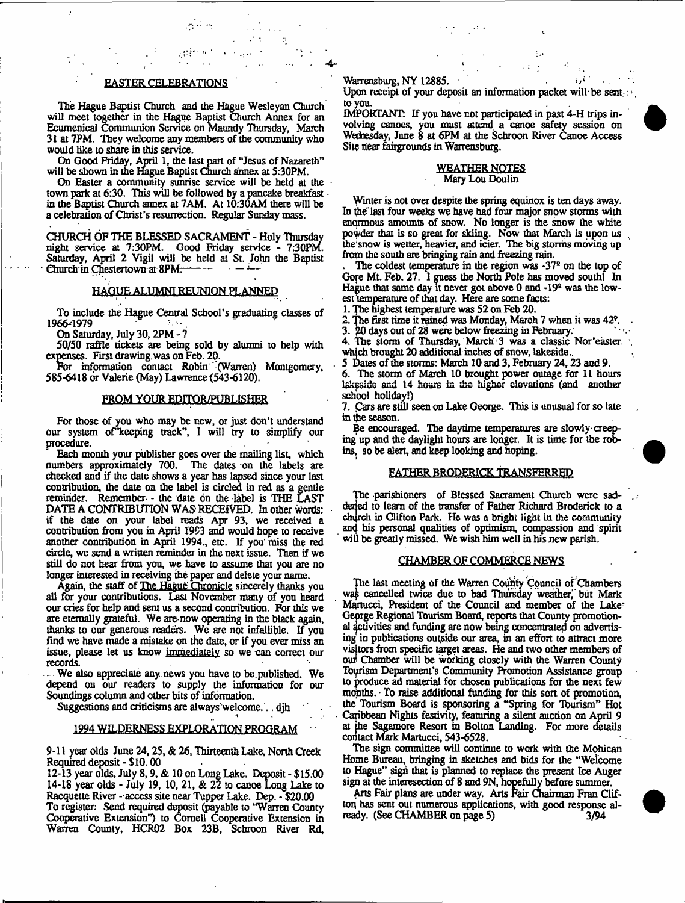## EASTER CELEBRATIONS

The Hague Baptist Church and the Hague Wesleyan Church will meet together in the Hague Baptist Church Annex for an Ecumenical Communion Service on Maundy Thursday, March 31 at 7PM. They welcome any members of the community who would like to share in this service.

On Good Friday, April 1, the last part of "Jesus of Nazareth" will be shown in the Hague Baptist Church annex at 5:30PM.

On Easter a community sunrise service will be held at the town park at 6:30. This will be followed by a pancake breakfast in the Baptist Church annex at 7AM. At 10:30AM there will be a celebration of Christ's resurrection. Regular Sunday mass.

CHURCH OF THE BLESSED SACRAMENT - Holy Thursday night service at 7:30PM. Good Friday service - 7:30PM. Saturday, April 2 Vigil will be held at St. John the Baptist Church in Chestertown at 8PM.

## HAGUE ALUMNI REUNION PLANNED

To include the Hague Central School's graduating classes of 1966-1979

On Saturday, July 30, 2PM - ?

50/50 raffle tickets are being sold by alumni to help with expenses. First drawing was on Feb. 20.

For information contact Robin (Warren) Montgomery, 585-6418 or Valerie (May) Lawrence (543-6120).

## FROM YOUR EDITOR/PUBLISHER

For those of you who may be new, or just don't understand our system of "keeping track", I will try to simplify our procedure.

Each month your publisher goes over the mailing list, which numbers approximately 700. The dates on the labels are checked and if the date shows a year has lapsed since your last contribution, the date on the label is circled in red as a gentle reminder. Remember - the date on the label is THE LAST DATE A CONTRIBUTION WAS RECEIVED. In other words: if the date on your label reads Apr 93, we received a contribution from you in April 1993 and would hope to receive another contribution in April 1994., etc. If you miss the red circle, we send a written reminder in the next issue. Then if we still do not hear from you, we have to assume that you are no longer interested in receiving the paper and delete your name.

Again, the staff of The Hague Chronicle sincerely thanks you all for your contributions. Last November many of you heard our cries for help and sent us a second contribution. For this we are eternally grateful. We are now operating in the black again, thanks to our generous readers. We are not infallible. If you find we have made a mistake on the date, or if you ever miss an issue, please let us know immediately so we can correct our records.

We also appreciate any news you have to be published. We depend on our readers to supply the information for our Soundings column and other bits of information.

Suggestions and criticisms are always welcome... djh

## 1994 WILDERNESS EXPLORATION PROGRAM

9-11 year olds June 24, 25, & 26, Thirteenth Lake, North Creek Required deposit - $10.00

12-13 year olds, July 8, 9, & 10 on Long Lake. Deposit - $15.00

14-18 year olds - July 19, 10, 21, & 22 to canoe Long Lake to Racquette River - access site near Tupper Lake. Dep. - $20.00

To register: Send required deposit (payable to "Warren County Cooperative Extension") to Cornell Cooperative Extension in Warren County, HCR02 Box 23B, Schroon River Rd, Warrensburg, NY 12885.

Upon receipt of your deposit an information packet will be sent to you.

IMPORTANT: If you have not participated in past 4-H trips involving canoes, you must attend a canoe safety session on Wednesday, June 8 at 6PM at the Schroon River Canoe Access Site near fairgrounds in Warrensburg.

## WEATHER NOTES

Mary Lou Doulin

Winter is not over despite the spring equinox is ten days away. In the last four weeks we have had four major snow storms with enormous amounts of snow. No longer is the snow the white powder that is so great for skiing. Now that March is upon us the snow is wetter, heavier, and icier. The big storms moving up from the south are bringing rain and freezing rain.

The coldest temperature in the region was -37° on the top of Gore Mt. Feb. 27. I guess the North Pole has moved south! In Hague that same day it never got above 0 and -19° was the lowest temperature of that day. Here are some facts:

1. The highest temperature was 52 on Feb 20.
2. The first time it rained was Monday, March 7 when it was 42°.
3. 20 days out of 28 were below freezing in February.
4. The storm of Thursday, March 3 was a classic Nor'easter which brought 20 additional inches of snow, lakeside.
5. Dates of the storms: March 10 and 3, February 24, 23 and 9.
6. The storm of March 10 brought power outage for 11 hours lakeside and 14 hours in the higher elevations (and another school holiday!)
7. Cars are still seen on Lake George. This is unusual for so late in the season.

Be encouraged. The daytime temperatures are slowly creeping up and the daylight hours are longer. It is time for the robins, so be alert, and keep looking and hoping.

## FATHER BRODERICK TRANSFERRED

The parishioners of Blessed Sacrament Church were saddened to learn of the transfer of Father Richard Broderick to a church in Clifton Park. He was a bright light in the community and his personal qualities of optimism, compassion and spirit will be greatly missed. We wish him well in his new parish.

## CHAMBER OF COMMERCE NEWS

The last meeting of the Warren County Council of Chambers was cancelled twice due to bad Thursday weather, but Mark Martucci, President of the Council and member of the Lake George Regional Tourism Board, reports that County promotional activities and funding are now being concentrated on advertising in publications outside our area, in an effort to attract more visitors from specific target areas. He and two other members of our Chamber will be working closely with the Warren County Tourism Department's Community Promotion Assistance group to produce ad material for chosen publications for the next few months. To raise additional funding for this sort of promotion, the Tourism Board is sponsoring a "Spring for Tourism" Hot Caribbean Nights festivity, featuring a silent auction on April 9 at the Sagamore Resort in Bolton Landing. For more details contact Mark Martucci, 543-6528.

The sign committee will continue to work with the Mohican Home Bureau, bringing in sketches and bids for the "Welcome to Hague" sign that is planned to replace the present Ice Auger sign at the interesection of 8 and 9N, hopefully before summer.

Arts Fair plans are under way. Arts Fair Chairman Fran Clifton has sent out numerous applications, with good response already. (See CHAMBER on page 5)

3/94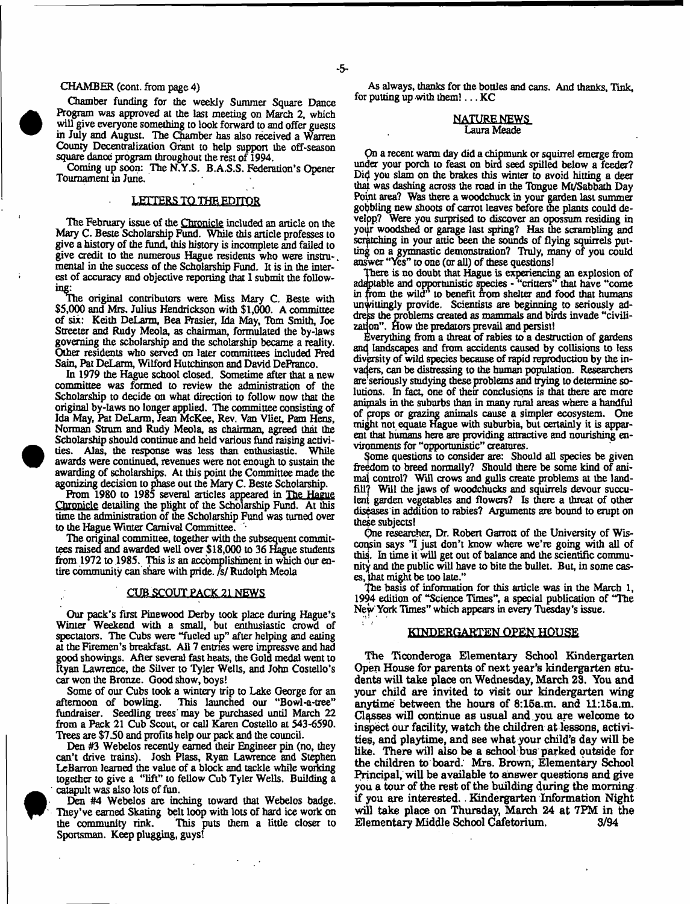CHAMBER (cont. from page 4)

Chamber funding for the weekly Summer Square Dance Program was approved at the last meeting on March 2, which will give everyone something to look forward to and offer guests in July and August. The Chamber has also received a Warren County Decentralization Grant to help support the off-season square dance program throughout the rest of 1994.

Coming up soon: The N.Y.S. B.A.S.S. Federation's Opener Tournament in June.

## LETTERS TO THE EDITOR

The February issue of the Chronicle included an article on the Mary C. Beste Scholarship Fund. While this article professes to give a history of the fund, this history is incomplete and failed to give credit to the numerous Hague residents who were instrumental in the success of the Scholarship Fund. It is in the interest of accuracy and objective reporting that I submit the following:

The original contributors were Miss Mary C. Beste with $5,000 and Mrs. Julius Hendrickson with $1,000. A committee of six: Keith DeLarm, Bea Frasier, Ida May, Tom Smith, Joe Streeter and Rudy Meola, as chairman, formulated the by-laws governing the scholarship and the scholarship became a reality. Other residents who served on later committees included Fred Sain, Pat DeLarm, Wilford Hutchinson and David DeFranco.

In 1979 the Hague school closed. Sometime after that a new committee was formed to review the administration of the Scholarship to decide on what direction to follow now that the original by-laws no longer applied. The committee consisting of Ida May, Pat DeLarm, Jean McKee, Rev. Van Vliet, Pam Hens, Norman Strum and Rudy Meola, as chairman, agreed that the Scholarship should continue and held various fund raising activities. Alas, the response was less than enthusiastic. While awards were continued, revenues were not enough to sustain the awarding of scholarships. At this point the Committee made the agonizing decision to phase out the Mary C. Beste Scholarship.

From 1980 to 1985 several articles appeared in The Hague Chronicle detailing the plight of the Scholarship Fund. At this time the administration of the Scholarship Fund was turned over to the Hague Winter Carnival Committee.

The original committee, together with the subsequent committees raised and awarded well over $18,000 to 36 Hague students from 1972 to 1985. This is an accomplishment in which our entire community can share with pride. /s/ Rudolph Meola

## CUB SCOUT PACK 21 NEWS

Our pack's first Pinewood Derby took place during Hague's Winter Weekend with a small, but enthusiastic crowd of spectators. The Cubs were "fueled up" after helping and eating at the Firemen's breakfast. All 7 entries were impressive and had good showings. After several fast heats, the Gold medal went to Ryan Lawrence, the Silver to Tyler Wells, and John Costello's car won the Bronze. Good show, boys!

Some of our Cubs took a wintery trip to Lake George for an afternoon of bowling. This launched our "Bowl-a-tree" fundraiser. Seedling trees may be purchased until March 22 from a Pack 21 Cub Scout, or call Karen Costello at 543-6590. Trees are $7.50 and profits help our pack and the council.

Den #3 Webelos recently earned their Engineer pin (no, they can't drive trains). Josh Plass, Ryan Lawrence and Stephen LeBarron learned the value of a block and tackle while working together to give a "lift" to fellow Cub Tyler Wells. Building a catapult was also lots of fun.

Den #4 Webelos are inching toward that Webelos badge. They've earned Skating belt loop with lots of hard ice work on the community rink. This puts them a little closer to Sportsman. Keep plugging, guys!

As always, thanks for the bottles and cans. And thanks, Tink, for putting up with them! . . . KC

## NATURE NEWS
Laura Meade

On a recent warm day did a chipmunk or squirrel emerge from under your porch to feast on bird seed spilled below a feeder? Did you slam on the brakes this winter to avoid hitting a deer that was dashing across the road in the Tongue Mt/Sabbath Day Point area? Was there a woodchuck in your garden last summer gobbling new shoots of carrot leaves before the plants could develop? Were you surprised to discover an opossum residing in your woodshed or garage last spring? Has the scrambling and scratching in your attic been the sounds of flying squirrels putting on a gymnastic demonstration? Truly, many of you could answer "Yes" to one (or all) of these questions!

There is no doubt that Hague is experiencing an explosion of adaptable and opportunistic species - "critters" that have "come in from the wild" to benefit from shelter and food that humans unwittingly provide. Scientists are beginning to seriously address the problems created as mammals and birds invade "civilization". How the predators prevail and persist!

Everything from a threat of rabies to a destruction of gardens and landscapes and from accidents caused by collisions to less diversity of wild species because of rapid reproduction by the invaders, can be distressing to the human population. Researchers are seriously studying these problems and trying to determine solutions. In fact, one of their conclusions is that there are more animals in the suburbs than in many rural areas where a handful of crops or grazing animals cause a simpler ecosystem. One might not equate Hague with suburbia, but certainly it is apparent that humans here are providing attractive and nourishing environments for "opportunistic" creatures.

Some questions to consider are: Should all species be given freedom to breed normally? Should there be some kind of animal control? Will crows and gulls create problems at the landfill? Will the jaws of woodchucks and squirrels devour succulent garden vegetables and flowers? Is there a threat of other diseases in addition to rabies? Arguments are bound to erupt on these subjects!

One researcher, Dr. Robert Garrott of the University of Wisconsin says "I just don't know where we're going with all of this. In time it will get out of balance and the scientific community and the public will have to bite the bullet. But, in some cases, that might be too late."

The basis of information for this article was in the March 1, 1994 edition of "Science Times", a special publication of "The New York Times" which appears in every Tuesday's issue.

## KINDERGARTEN OPEN HOUSE

The Ticonderoga Elementary School Kindergarten Open House for parents of next year's kindergarten students will take place on Wednesday, March 23. You and your child are invited to visit our kindergarten wing anytime between the hours of 8:15a.m. and 11:15a.m. Classes will continue as usual and you are welcome to inspect our facility, watch the children at lessons, activities, and playtime, and see what your child's day will be like. There will also be a school bus parked outside for the children to board. Mrs. Brown, Elementary School Principal, will be available to answer questions and give you a tour of the rest of the building during the morning if you are interested. Kindergarten Information Night will take place on Thursday, March 24 at 7PM in the Elementary Middle School Cafetorium. 3/94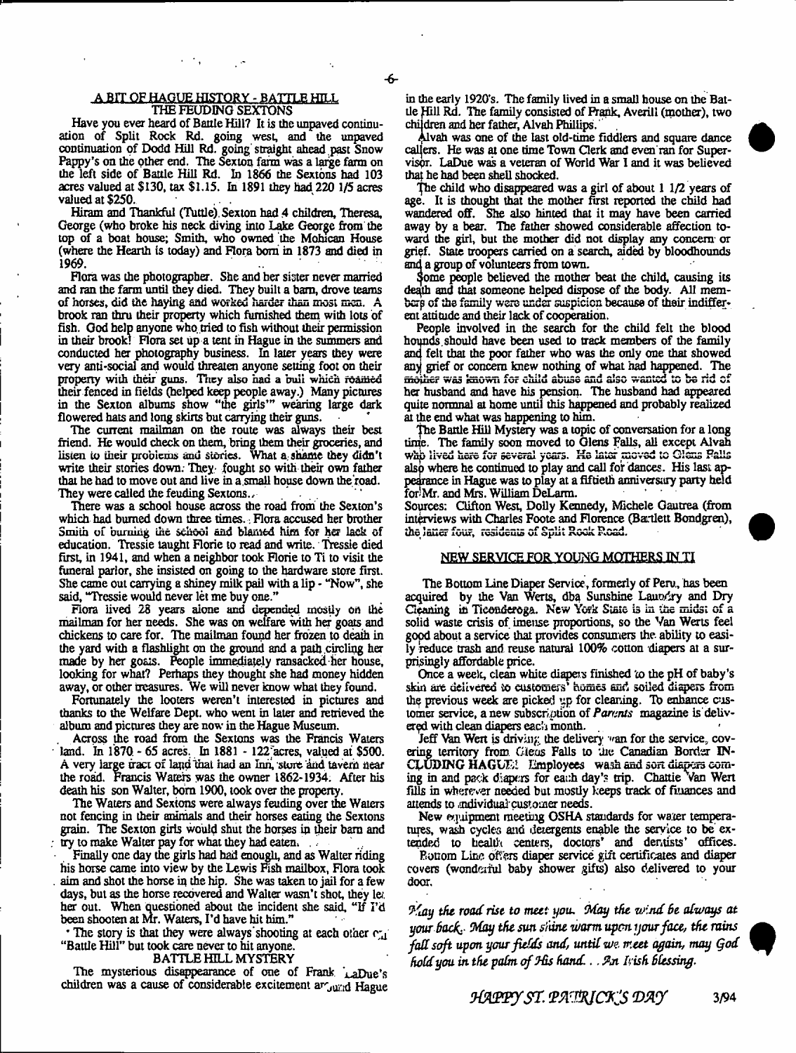## A BIT OF HAGUE HISTORY - BATTLE HILL
### THE FEUDING SEXTONS

Have you ever heard of Battle Hill? It is the unpaved continuation of Split Rock Rd. going west, and the unpaved continuation of Dodd Hill Rd. going straight ahead past Snow Pappy's on the other end. The Sexton farm was a large farm on the left side of Battle Hill Rd. In 1866 the Sextons had 103 acres valued at $130, tax $1.15. In 1891 they had 220 1/5 acres valued at $250.

Hiram and Thankful (Tuttle) Sexton had 4 children, Theresa, George (who broke his neck diving into Lake George from the top of a boat house; Smith, who owned the Mohican House (where the Hearth is today) and Flora born in 1873 and died in 1969.

Flora was the photographer. She and her sister never married and ran the farm until they died. They built a barn, drove teams of horses, did the haying and worked harder than most men. A brook ran thru their property which furnished them with lots of fish. God help anyone who tried to fish without their permission in their brook! Flora set up a tent in Hague in the summers and conducted her photography business. In later years they were very anti-social and would threaten anyone setting foot on their property with their guns. They also had a bull which roamed their fenced in fields (helped keep people away.) Many pictures in the Sexton albums show "the girls'" wearing large dark flowered hats and long skirts but carrying their guns.

The current mailman on the route was always their best friend. He would check on them, bring them their groceries, and listen to their problems and stories. What a shame they didn't write their stories down. They fought so with their own father that he had to move out and live in a small house down the road. They were called the feuding Sextons.

There was a school house across the road from the Sexton's which had burned down three times. Flora accused her brother Smith of burning the school and blamed him for her lack of education. Tressie taught Florie to read and write. Tressie died first, in 1941, and when a neighbor took Florie to Ti to visit the funeral parlor, she insisted on going to the hardware store first. She came out carrying a shiney milk pail with a lip - "Now", she said, "Tressie would never let me buy one."

Flora lived 28 years alone and depended mostly on the mailman for her needs. She was on welfare with her goats and chickens to care for. The mailman found her frozen to death in the yard with a flashlight on the ground and a path circling her made by her goats. People immediately ransacked her house, looking for what? Perhaps they thought she had money hidden away, or other treasures. We will never know what they found.

Fortunately the looters weren't interested in pictures and thanks to the Welfare Dept. who went in later and retrieved the album and pictures they are now in the Hague Museum.

Across the road from the Sextons was the Francis Waters land. In 1870 - 65 acres. In 1881 - 122 acres, valued at $500. A very large tract of land that had an Inn, store and tavern near the road. Francis Waters was the owner 1862-1934. After his death his son Walter, born 1900, took over the property.

The Waters and Sextons were always feuding over the Waters not fencing in their animals and their horses eating the Sextons grain. The Sexton girls would shut the horses in their barn and try to make Walter pay for what they had eaten.

Finally one day the girls had had enough, and as Walter riding his horse came into view by the Lewis Fish mailbox, Flora took aim and shot the horse in the hip. She was taken to jail for a few days, but as the horse recovered and Walter wasn't shot, they let her out. When questioned about the incident she said, "If I'd been shooten at Mr. Waters, I'd have hit him."

The story is that they were always shooting at each other on "Battle Hill" but took care never to hit anyone.

### BATTLE HILL MYSTERY

The mysterious disappearance of one of Frank LaDue's children was a cause of considerable excitement around Hague in the early 1920's. The family lived in a small house on the Battle Hill Rd. The family consisted of Frank, Averill (mother), two children and her father, Alvah Phillips.

Alvah was one of the last old-time fiddlers and square dance callers. He was at one time Town Clerk and even ran for Supervisor. LaDue was a veteran of World War I and it was believed that he had been shell shocked.

The child who disappeared was a girl of about 1 1/2 years of age. It is thought that the mother first reported the child had wandered off. She also hinted that it may have been carried away by a bear. The father showed considerable affection toward the girl, but the mother did not display any concern or grief. State troopers carried on a search, aided by bloodhounds and a group of volunteers from town.

Some people believed the mother beat the child, causing its death and that someone helped dispose of the body. All members of the family were under suspicion because of their indifferent attitude and their lack of cooperation.

People involved in the search for the child felt the blood hounds should have been used to track members of the family and felt that the poor father who was the only one that showed any grief or concern knew nothing of what had happened. The mother was known for child abuse and also wanted to be rid of her husband and have his pension. The husband had appeared quite normal at home until this happened and probably realized at the end what was happening to him.

The Battle Hill Mystery was a topic of conversation for a long time. The family soon moved to Glens Falls, all except Alvah who lived here for several years. He later moved to Glens Falls also where he continued to play and call for dances. His last appearance in Hague was to play at a fiftieth anniversary party held for Mr. and Mrs. William DeLarm.

Sources: Clifton West, Dolly Kennedy, Michele Gautrea (from interviews with Charles Foote and Florence (Bartlett Bondgren), the latter four, residents of Split Rock Road.

## NEW SERVICE FOR YOUNG MOTHERS IN TI

The Bottom Line Diaper Service, formerly of Peru, has been acquired by the Van Werts, dba Sunshine Laundry and Dry Cleaning in Ticonderoga. New York State is in the midst of a solid waste crisis of imense proportions, so the Van Werts feel good about a service that provides consumers the ability to easily reduce trash and reuse natural 100% cotton diapers at a surprisingly affordable price.

Once a week, clean white diapers finished to the pH of baby's skin are delivered to customers' homes and soiled diapers from the previous week are picked up for cleaning. To enhance customer service, a new subscription of *Parents* magazine is delivered with clean diapers each month.

Jeff Van Wert is driving the delivery van for the service, covering territory from Glens Falls to the Canadian Border INCLUDING HAGUE! Employees wash and sort diapers coming in and pack diapers for each day's trip. Chattie Van Wert fills in wherever needed but mostly keeps track of finances and attends to individual customer needs.

New equipment meeting OSHA standards for water temperatures, wash cycles and detergents enable the service to be extended to health centers, doctors' and dentists' offices.

Bottom Line offers diaper service gift certificates and diaper covers (wonderful baby shower gifts) also delivered to your door.

*May the road rise to meet you. May the wind be always at your back. May the sun shine warm upon your face, the rains fall soft upon your fields and, until we meet again, may God hold you in the palm of His hand. . . An Irish blessing.*

*HAPPY ST. PATRICK'S DAY*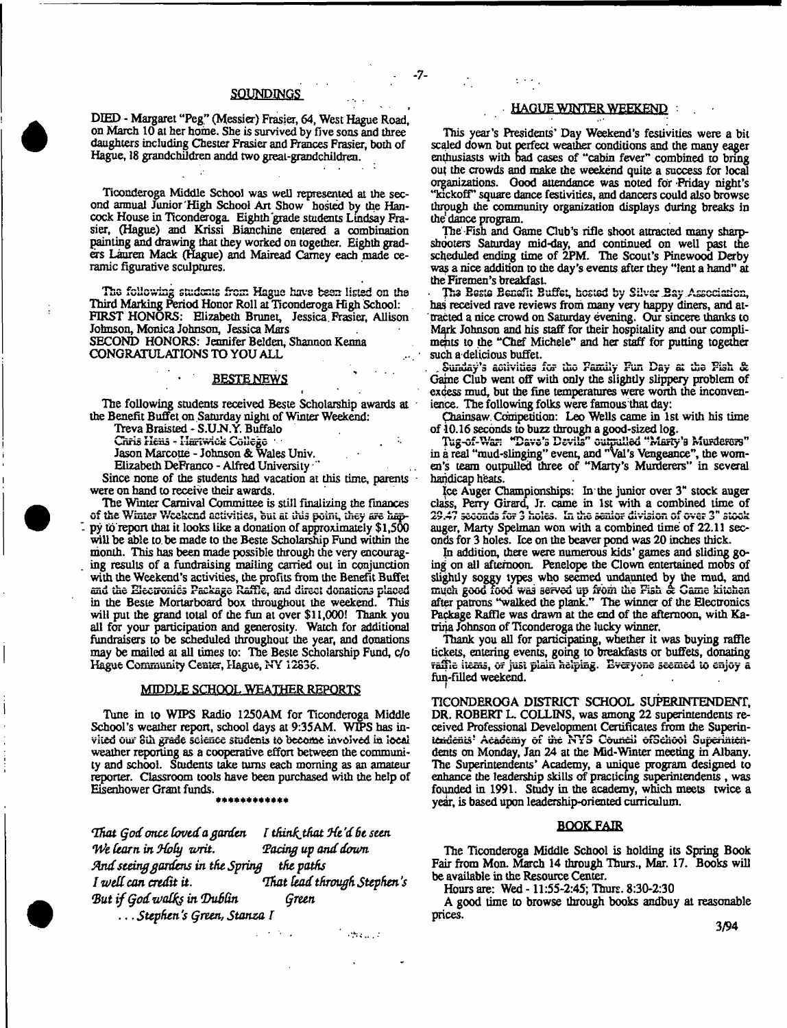## SOUNDINGS

DIED - Margaret "Peg" (Messier) Frasier, 64, West Hague Road, on March 10 at her home. She is survived by five sons and three daughters including Chester Frasier and Frances Frasier, both of Hague, 18 grandchildren andd two great-grandchildren.

Ticonderoga Middle School was well represented at the second annual Junior High School Art Show hosted by the Hancock House in Ticonderoga. Eighth grade students Lindsay Frasier, (Hague) and Krissi Bianchine entered a combination painting and drawing that they worked on together. Eighth graders Lauren Mack (Hague) and Mairead Carney each made ceramic figurative sculptures.

The following students from Hague have been listed on the Third Marking Period Honor Roll at Ticonderoga High School:
FIRST HONORS: Elizabeth Brunet, Jessica Frasier, Allison Johnson, Monica Johnson, Jessica Mars
SECOND HONORS: Jennifer Belden, Shannon Kenna
CONGRATULATIONS TO YOU ALL

## BESTE NEWS

The following students received Beste Scholarship awards at the Benefit Buffet on Saturday night of Winter Weekend:

Treva Braisted - S.U.N.Y. Buffalo
Chris Hens - Hartwick College
Jason Marcotte - Johnson & Wales Univ.
Elizabeth DeFranco - Alfred University

Since none of the students had vacation at this time, parents were on hand to receive their awards.

The Winter Carnival Committee is still finalizing the finances of the Winter Weekend activities, but at this point, they are happy to report that it looks like a donation of approximately $1,500 will be able to be made to the Beste Scholarship Fund within the month. This has been made possible through the very encouraging results of a fundraising mailing carried out in conjunction with the Weekend's activities, the profits from the Benefit Buffet and the Electronics Package Raffle, and direct donations placed in the Beste Mortarboard box throughout the weekend. This will put the grand total of the fun at over $11,000! Thank you all for your participation and generosity. Watch for additional fundraisers to be scheduled throughout the year, and donations may be mailed at all times to: The Beste Scholarship Fund, c/o Hague Community Center, Hague, NY 12836.

## MIDDLE SCHOOL WEATHER REPORTS

Tune in to WIPS Radio 1250AM for Ticonderoga Middle School's weather report, school days at 9:35AM. WIPS has invited our 8th grade science students to become involved in local weather reporting as a cooperative effort between the community and school. Students take turns each morning as an amateur reporter. Classroom tools have been purchased with the help of Eisenhower Grant funds.

\*\*\*\*\*\*\*\*\*\*\*\*

*That God once loved a garden*
*We learn in Holy writ.*
*And seeing gardens in the Spring*
*I well can credit it.*
*But if God walks in Dublin*
*I think that He'd be seen*
*Pacing up and down*
*the paths*
*That lead through Stephen's*
*Green*

*. . . Stephen's Green, Stanza I*

## HAGUE WINTER WEEKEND

This year's Presidents' Day Weekend's festivities were a bit scaled down but perfect weather conditions and the many eager enthusiasts with bad cases of "cabin fever" combined to bring out the crowds and make the weekend quite a success for local organizations. Good attendance was noted for Friday night's "kickoff" square dance festivities, and dancers could also browse through the community organization displays during breaks in the dance program.

The Fish and Game Club's rifle shoot attracted many sharpshooters Saturday mid-day, and continued on well past the scheduled ending time of 2PM. The Scout's Pinewood Derby was a nice addition to the day's events after they "lent a hand" at the Firemen's breakfast.

The Beste Benefit Buffet, hosted by Silver Bay Association, has received rave reviews from many very happy diners, and attracted a nice crowd on Saturday evening. Our sincere thanks to Mark Johnson and his staff for their hospitality and our compliments to the "Chef Michele" and her staff for putting together such a delicious buffet.

Sunday's activities for the Family Fun Day at the Fish & Game Club went off with only the slightly slippery problem of excess mud, but the fine temperatures were worth the inconvenience. The following folks were famous that day:

Chainsaw Competition: Leo Wells came in 1st with his time of 10.16 seconds to buzz through a good-sized log.

Tug-of-War: "Dave's Devils" outpulled "Marty's Murderers" in a real "mud-slinging" event, and "Val's Vengeance", the women's team outpulled three of "Marty's Murderers" in several handicap heats.

Ice Auger Championships: In the junior over 3" stock auger class, Perry Girard, Jr. came in 1st with a combined time of 29.47 seconds for 3 holes. In the senior division of over 3" stock auger, Marty Spelman won with a combined time of 22.11 seconds for 3 holes. Ice on the beaver pond was 20 inches thick.

In addition, there were numerous kids' games and sliding going on all afternoon. Penelope the Clown entertained mobs of slightly soggy types who seemed undaunted by the mud, and much good food was served up from the Fish & Game kitchen after patrons "walked the plank." The winner of the Electronics Package Raffle was drawn at the end of the afternoon, with Katrina Johnson of Ticonderoga the lucky winner.

Thank you all for participating, whether it was buying raffle tickets, entering events, going to breakfasts or buffets, donating raffle items, or just plain helping. Everyone seemed to enjoy a fun-filled weekend.

TICONDEROGA DISTRICT SCHOOL SUPERINTENDENT, DR. ROBERT L. COLLINS, was among 22 superintendents received Professional Development Certificates from the Superintendents' Academy of the NYS Council ofSchool Superintendents on Monday, Jan 24 at the Mid-Winter meeting in Albany. The Superintendents' Academy, a unique program designed to enhance the leadership skills of practicing superintendents , was founded in 1991. Study in the academy, which meets twice a year, is based upon leadership-oriented curriculum.

## BOOK FAIR

The Ticonderoga Middle School is holding its Spring Book Fair from Mon. March 14 through Thurs., Mar. 17. Books will be available in the Resource Center.

Hours are: Wed - 11:55-2:45; Thurs. 8:30-2:30

A good time to browse through books andbuy at reasonable prices.

3/94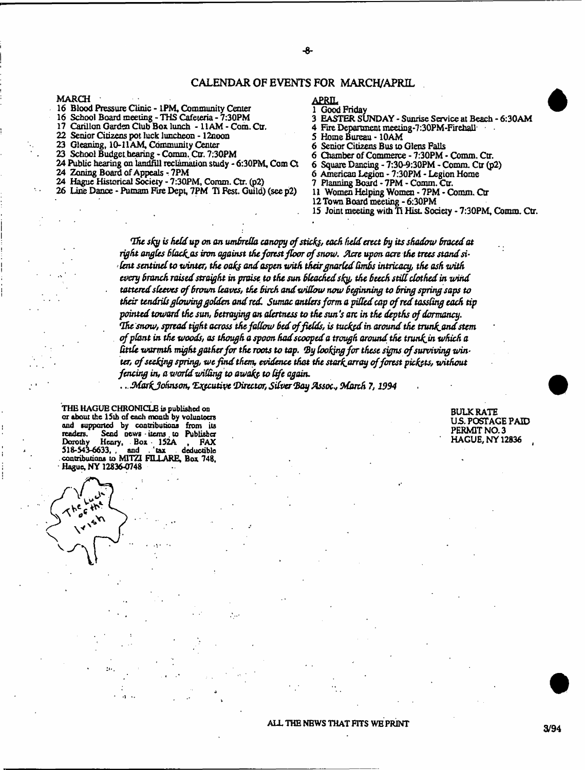## CALENDAR OF EVENTS FOR MARCH/APRIL

**MARCH**

16 Blood Pressure Clinic - 1PM, Community Center
16 School Board meeting - THS Cafeteria - 7:30PM
17 Carillon Garden Club Box lunch - 11AM - Com. Ctr.
22 Senior Citizens pot luck luncheon - 12noon
23 Gleaning, 10-11AM, Community Center
23 School Budget hearing - Comm. Ctr. 7:30PM
24 Public hearing on landfill reclamation study - 6:30PM, Com Ct
24 Zoning Board of Appeals - 7PM
24 Hague Historical Society - 7:30PM, Comm. Ctr. (p2)
26 Line Dance - Putnam Fire Dept, 7PM Ti Fest. Guild) (see p2)

**APRIL**

1 Good Friday
3 EASTER SUNDAY - Sunrise Service at Beach - 6:30AM
4 Fire Department meeting-7:30PM-Firehall
5 Home Bureau - 10AM
6 Senior Citizens Bus to Glens Falls
6 Chamber of Commerce - 7:30PM - Comm. Ctr.
6 Square Dancing - 7:30-9:30PM - Comm. Ctr (p2)
6 American Legion - 7:30PM - Legion Home
7 Planning Board - 7PM - Comm. Ctr.
11 Women Helping Women - 7PM - Comm. Ctr
12 Town Board meeting - 6:30PM
15 Joint meeting with Ti Hist. Society - 7:30PM, Comm. Ctr.

*The sky is held up on an umbrella canopy of sticks, each held erect by its shadow braced at right angles black as iron against the forest floor of snow. Acre upon acre the trees stand silent sentinel to winter, the oaks and aspen with their gnarled limbs intricacy, the ash with every branch raised straight in praise to the sun bleached sky, the beech still clothed in wind tattered sleeves of brown leaves, the birch and willow now beginning to bring spring saps to their tendrils glowing golden and red. Sumac antlers form a pilled cap of red tassling each tip pointed toward the sun, betraying an alertness to the sun's arc in the depths of dormancy. The snow, spread tight across the fallow bed of fields, is tucked in around the trunk and stem of plant in the woods, as though a spoon had scooped a trough around the trunk in which a little warmth might gather for the roots to tap. By looking for these signs of surviving winter, of seeking spring, we find them, evidence that the stark array of forest pickets, without fencing in, a world willing to awake to life again.*

*...Mark Johnson, Executive Director, Silver Bay Assoc., March 7, 1994*

THE HAGUE CHRONICLE is published on or about the 15th of each month by volunteers and supported by contributions from its readers. Send news items to Publisher Dorothy Henry, Box 152A, FAX 518-543-6633, and tax deductible contributions to MITZI FILLARE, Box 748, Hague, NY 12836-0748

The Luck of the Irish

BULK RATE
U.S. POSTAGE PAID
PERMIT NO. 3
HAGUE, NY 12836

ALL THE NEWS THAT FITS WE PRINT

3/94